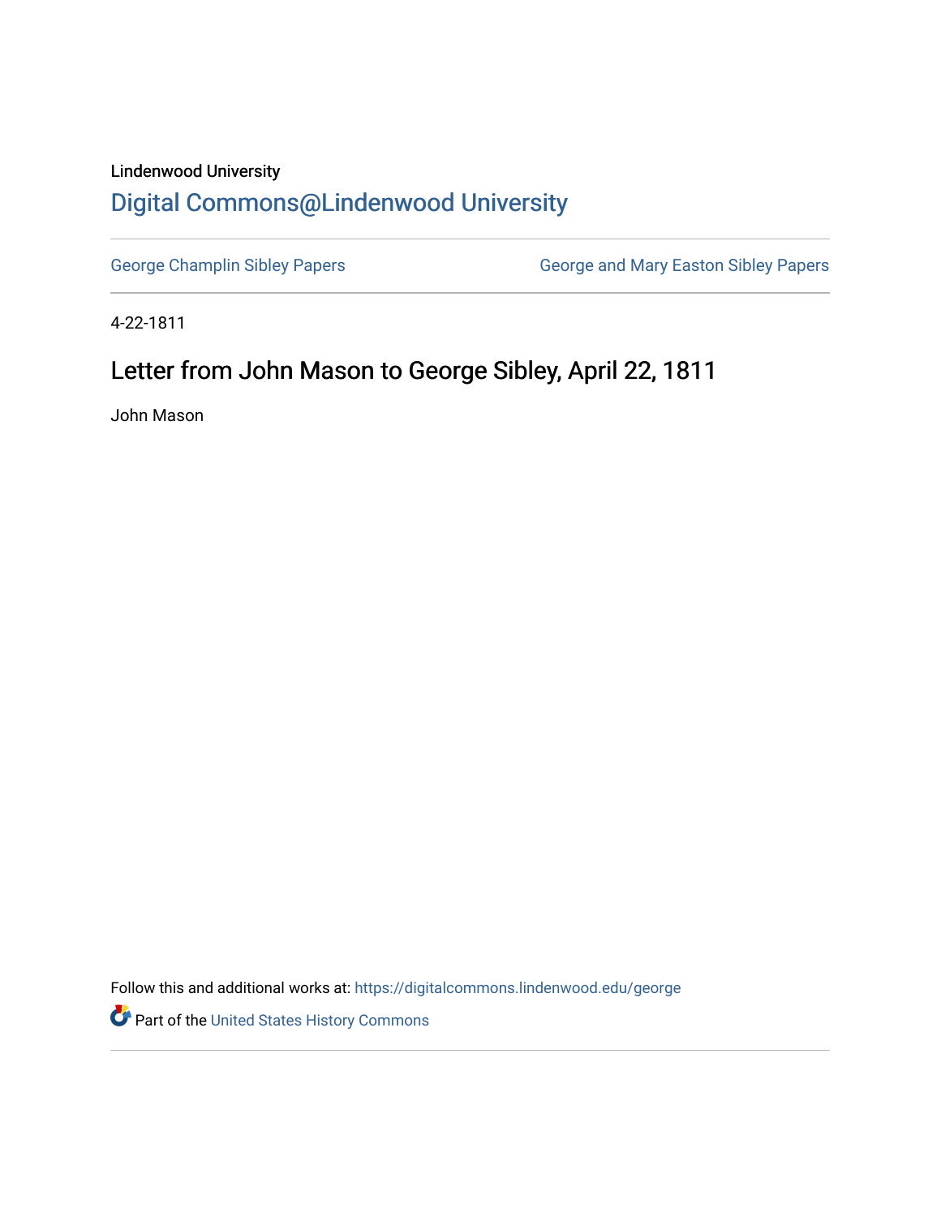Lindenwood University

# Digital Commons@Lindenwood University

George Champlin Sibley Papers

George and Mary Easton Sibley Papers

4-22-1811

## Letter from John Mason to George Sibley, April 22, 1811

John Mason

Follow this and additional works at: https://digitalcommons.lindenwood.edu/george

Part of the United States History Commons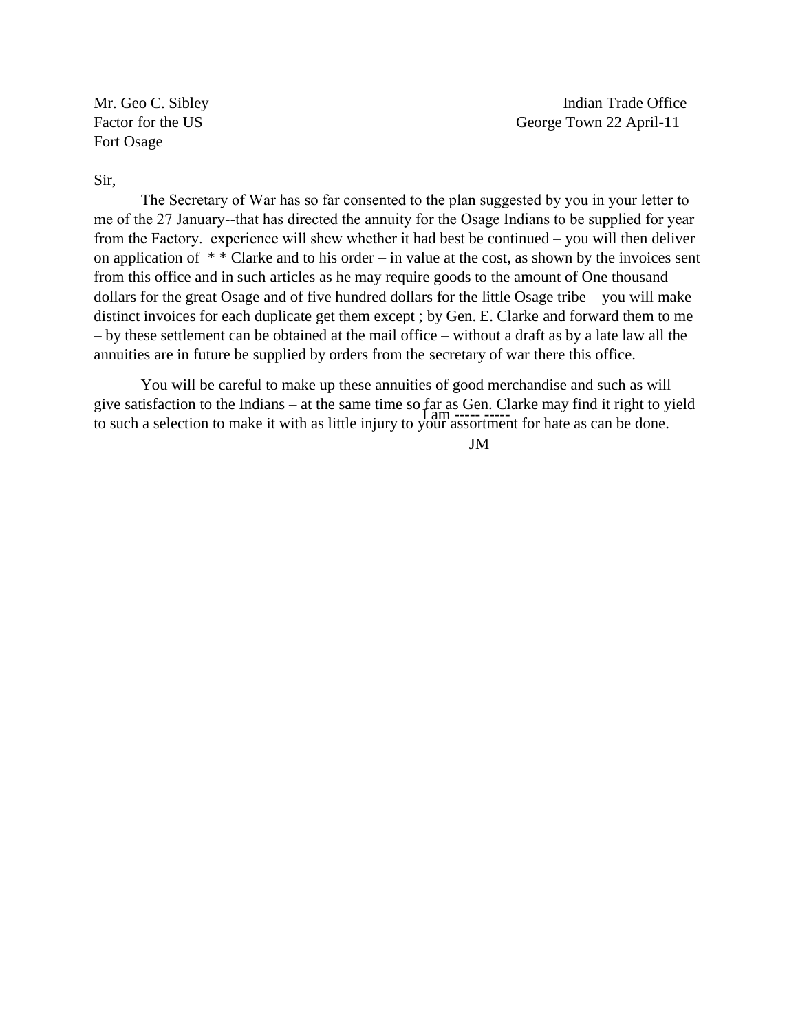Mr. Geo C. Sibley
Factor for the US
Fort Osage

Indian Trade Office
George Town 22 April-11

Sir,

The Secretary of War has so far consented to the plan suggested by you in your letter to me of the 27 January--that has directed the annuity for the Osage Indians to be supplied for year from the Factory. experience will shew whether it had best be continued – you will then deliver on application of * * Clarke and to his order – in value at the cost, as shown by the invoices sent from this office and in such articles as he may require goods to the amount of One thousand dollars for the great Osage and of five hundred dollars for the little Osage tribe – you will make distinct invoices for each duplicate get them except ; by Gen. E. Clarke and forward them to me – by these settlement can be obtained at the mail office – without a draft as by a late law all the annuities are in future be supplied by orders from the secretary of war there this office.

You will be careful to make up these annuities of good merchandise and such as will give satisfaction to the Indians – at the same time so far as Gen. Clarke may find it right to yield to such a selection to make it with as little injury to your assortment for hate as can be done.

I am ----- -----

JM